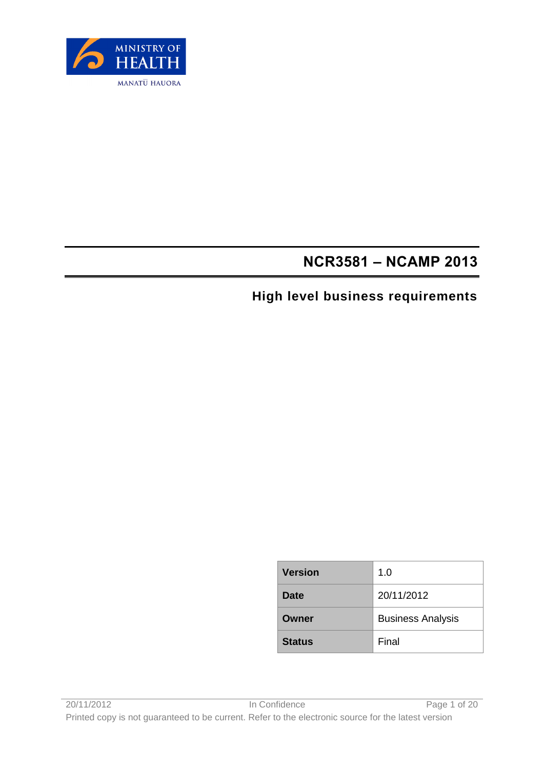MINISTRY OF HEALTH

MANATŪ HAUORA

# NCR3581 – NCAMP 2013

## High level business requirements

| Version | 1.0 |
|---|---|
| Date | 20/11/2012 |
| Owner | Business Analysis |
| Status | Final |

In Confidence

Printed copy is not guaranteed to be current. Refer to the electronic source for the latest version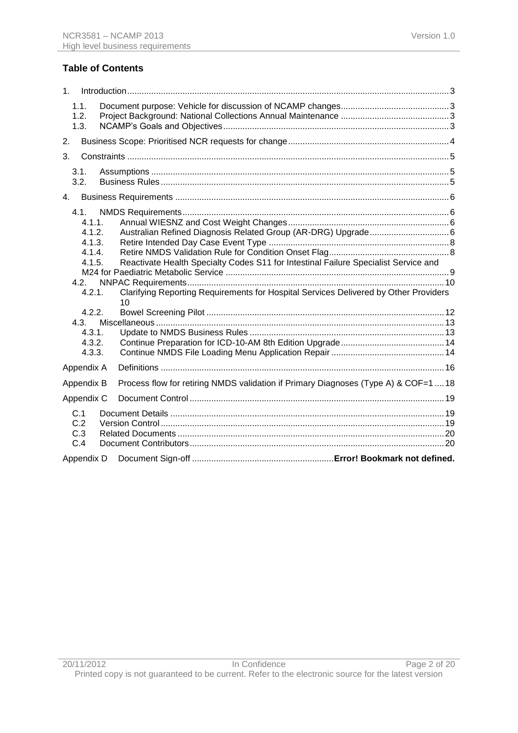## Table of Contents

1. Introduction ... 3
   - 1.1. Document purpose: Vehicle for discussion of NCAMP changes ... 3
   - 1.2. Project Background: National Collections Annual Maintenance ... 3
   - 1.3. NCAMP's Goals and Objectives ... 3
2. Business Scope: Prioritised NCR requests for change ... 4
3. Constraints ... 5
   - 3.1. Assumptions ... 5
   - 3.2. Business Rules ... 5
4. Business Requirements ... 6
   - 4.1. NMDS Requirements ... 6
     - 4.1.1. Annual WIESNZ and Cost Weight Changes ... 6
     - 4.1.2. Australian Refined Diagnosis Related Group (AR-DRG) Upgrade ... 6
     - 4.1.3. Retire Intended Day Case Event Type ... 8
     - 4.1.4. Retire NMDS Validation Rule for Condition Onset Flag ... 8
     - 4.1.5. Reactivate Health Specialty Codes S11 for Intestinal Failure Specialist Service and M24 for Paediatric Metabolic Service ... 9
   - 4.2. NNPAC Requirements ... 10
     - 4.2.1. Clarifying Reporting Requirements for Hospital Services Delivered by Other Providers ... 10
     - 4.2.2. Bowel Screening Pilot ... 12
   - 4.3. Miscellaneous ... 13
     - 4.3.1. Update to NMDS Business Rules ... 13
     - 4.3.2. Continue Preparation for ICD-10-AM 8th Edition Upgrade ... 14
     - 4.3.3. Continue NMDS File Loading Menu Application Repair ... 14

Appendix A Definitions ... 16

Appendix B Process flow for retiring NMDS validation if Primary Diagnoses (Type A) & COF=1 ... 18

Appendix C Document Control ... 19
   - C.1 Document Details ... 19
   - C.2 Version Control ... 19
   - C.3 Related Documents ... 20
   - C.4 Document Contributors ... 20

Appendix D Document Sign-off ... **Error! Bookmark not defined.**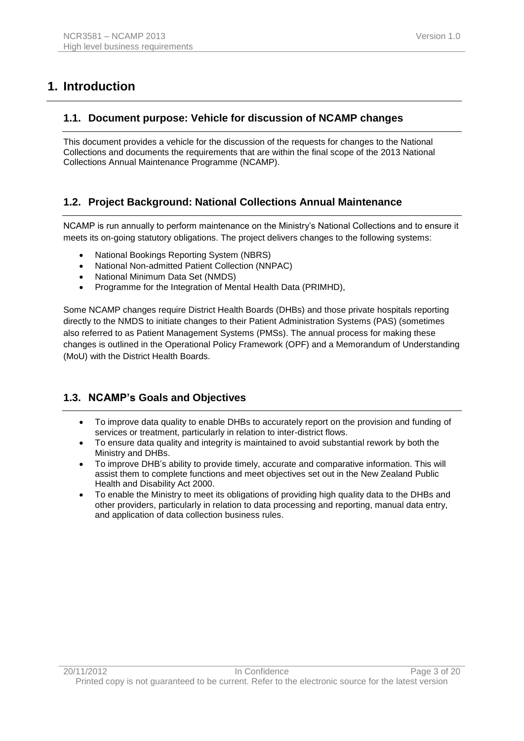# 1. Introduction

## 1.1. Document purpose: Vehicle for discussion of NCAMP changes

This document provides a vehicle for the discussion of the requests for changes to the National Collections and documents the requirements that are within the final scope of the 2013 National Collections Annual Maintenance Programme (NCAMP).

## 1.2. Project Background: National Collections Annual Maintenance

NCAMP is run annually to perform maintenance on the Ministry's National Collections and to ensure it meets its on-going statutory obligations. The project delivers changes to the following systems:

- National Bookings Reporting System (NBRS)
- National Non-admitted Patient Collection (NNPAC)
- National Minimum Data Set (NMDS)
- Programme for the Integration of Mental Health Data (PRIMHD),

Some NCAMP changes require District Health Boards (DHBs) and those private hospitals reporting directly to the NMDS to initiate changes to their Patient Administration Systems (PAS) (sometimes also referred to as Patient Management Systems (PMSs). The annual process for making these changes is outlined in the Operational Policy Framework (OPF) and a Memorandum of Understanding (MoU) with the District Health Boards.

## 1.3. NCAMP's Goals and Objectives

- To improve data quality to enable DHBs to accurately report on the provision and funding of services or treatment, particularly in relation to inter-district flows.
- To ensure data quality and integrity is maintained to avoid substantial rework by both the Ministry and DHBs.
- To improve DHB's ability to provide timely, accurate and comparative information. This will assist them to complete functions and meet objectives set out in the New Zealand Public Health and Disability Act 2000.
- To enable the Ministry to meet its obligations of providing high quality data to the DHBs and other providers, particularly in relation to data processing and reporting, manual data entry, and application of data collection business rules.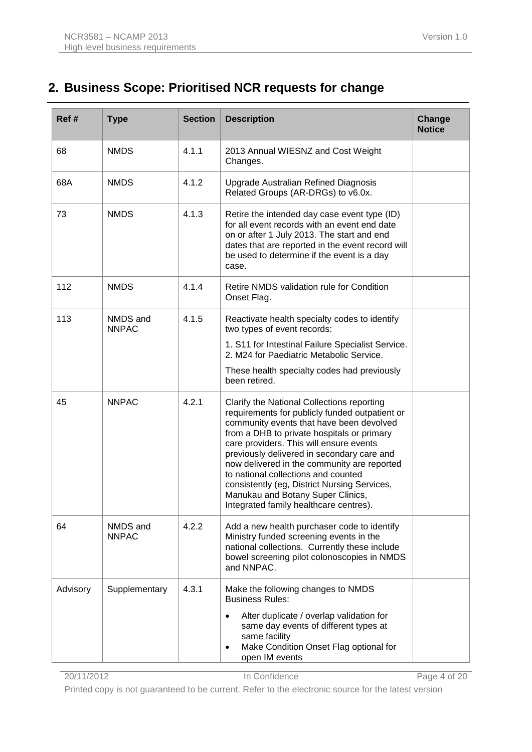## 2. Business Scope: Prioritised NCR requests for change

| Ref # | Type | Section | Description | Change Notice |
|---|---|---|---|---|
| 68 | NMDS | 4.1.1 | 2013 Annual WIESNZ and Cost Weight Changes. | |
| 68A | NMDS | 4.1.2 | Upgrade Australian Refined Diagnosis Related Groups (AR-DRGs) to v6.0x. | |
| 73 | NMDS | 4.1.3 | Retire the intended day case event type (ID) for all event records with an event end date on or after 1 July 2013. The start and end dates that are reported in the event record will be used to determine if the event is a day case. | |
| 112 | NMDS | 4.1.4 | Retire NMDS validation rule for Condition Onset Flag. | |
| 113 | NMDS and NNPAC | 4.1.5 | Reactivate health specialty codes to identify two types of event records:<br>1. S11 for Intestinal Failure Specialist Service.<br>2. M24 for Paediatric Metabolic Service.<br>These health specialty codes had previously been retired. | |
| 45 | NNPAC | 4.2.1 | Clarify the National Collections reporting requirements for publicly funded outpatient or community events that have been devolved from a DHB to private hospitals or primary care providers. This will ensure events previously delivered in secondary care and now delivered in the community are reported to national collections and counted consistently (eg, District Nursing Services, Manukau and Botany Super Clinics, Integrated family healthcare centres). | |
| 64 | NMDS and NNPAC | 4.2.2 | Add a new health purchaser code to identify Ministry funded screening events in the national collections. Currently these include bowel screening pilot colonoscopies in NMDS and NNPAC. | |
| Advisory | Supplementary | 4.3.1 | Make the following changes to NMDS Business Rules:<br>• Alter duplicate / overlap validation for same day events of different types at same facility<br>• Make Condition Onset Flag optional for open IM events | |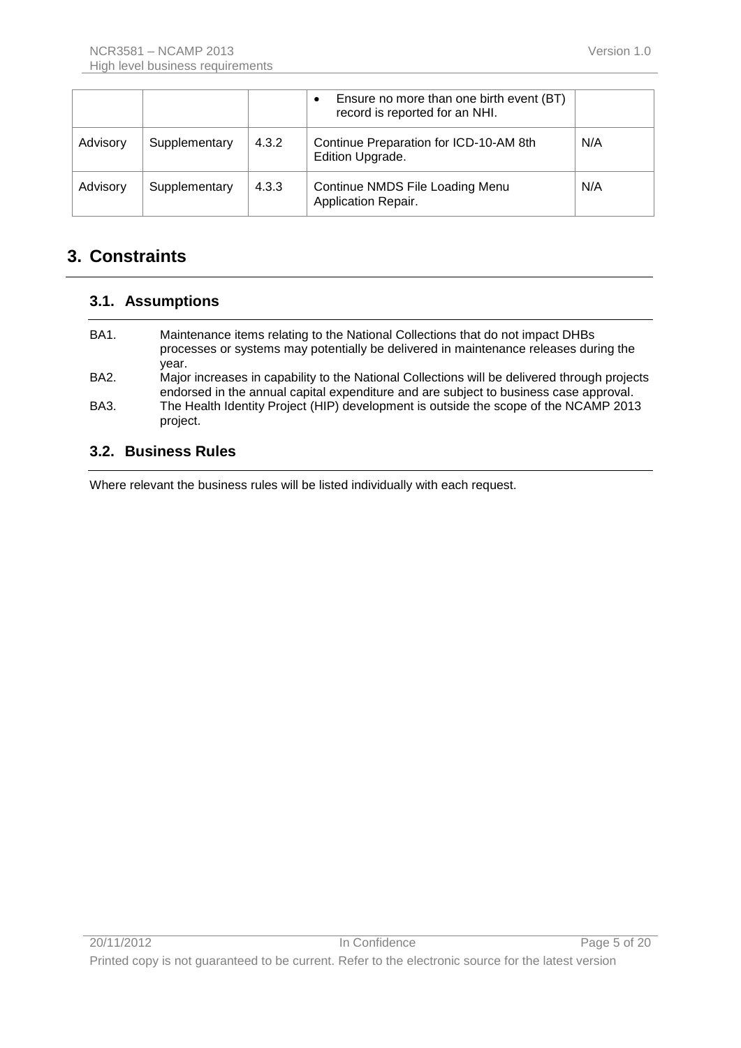| | | | • Ensure no more than one birth event (BT) record is reported for an NHI. | |
|---|---|---|---|---|
| Advisory | Supplementary | 4.3.2 | Continue Preparation for ICD-10-AM 8th Edition Upgrade. | N/A |
| Advisory | Supplementary | 4.3.3 | Continue NMDS File Loading Menu Application Repair. | N/A |

# 3. Constraints

## 3.1. Assumptions

BA1. Maintenance items relating to the National Collections that do not impact DHBs processes or systems may potentially be delivered in maintenance releases during the year.

BA2. Major increases in capability to the National Collections will be delivered through projects endorsed in the annual capital expenditure and are subject to business case approval.

BA3. The Health Identity Project (HIP) development is outside the scope of the NCAMP 2013 project.

## 3.2. Business Rules

Where relevant the business rules will be listed individually with each request.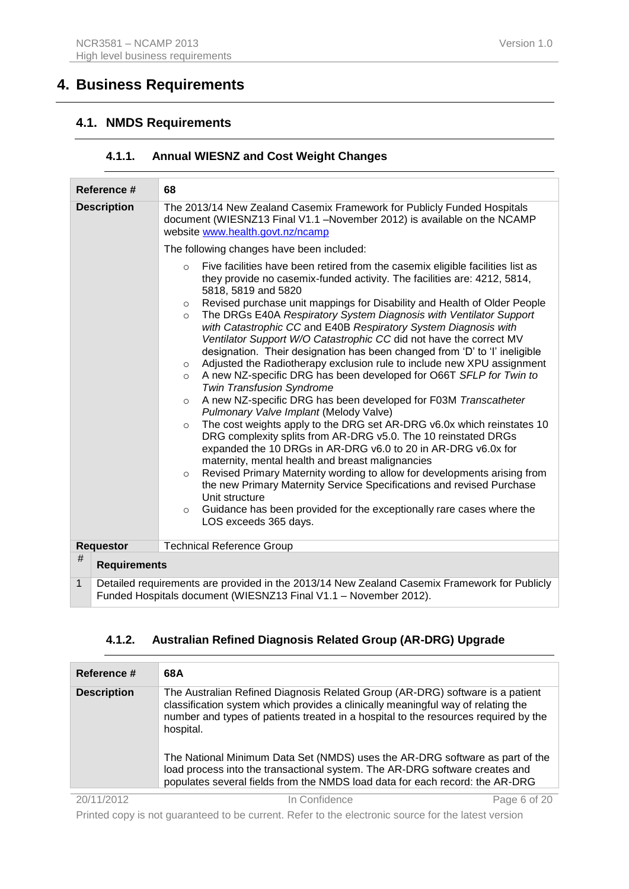# 4. Business Requirements

## 4.1. NMDS Requirements

### 4.1.1. Annual WIESNZ and Cost Weight Changes

| **Reference #** | **68** |
|---|---|
| **Description** | The 2013/14 New Zealand Casemix Framework for Publicly Funded Hospitals document (WIESNZ13 Final V1.1 –November 2012) is available on the NCAMP website [www.health.govt.nz/ncamp](www.health.govt.nz/ncamp)<br><br>The following changes have been included:<br><br>◦ Five facilities have been retired from the casemix eligible facilities list as they provide no casemix-funded activity. The facilities are: 4212, 5814, 5818, 5819 and 5820<br>◦ Revised purchase unit mappings for Disability and Health of Older People<br>◦ The DRGs E40A *Respiratory System Diagnosis with Ventilator Support with Catastrophic CC* and E40B *Respiratory System Diagnosis with Ventilator Support W/O Catastrophic CC* did not have the correct MV designation. Their designation has been changed from 'D' to 'I' ineligible<br>◦ Adjusted the Radiotherapy exclusion rule to include new XPU assignment<br>◦ A new NZ-specific DRG has been developed for O66T *SFLP for Twin to Twin Transfusion Syndrome*<br>◦ A new NZ-specific DRG has been developed for F03M *Transcatheter Pulmonary Valve Implant* (Melody Valve)<br>◦ The cost weights apply to the DRG set AR-DRG v6.0x which reinstates 10 DRG complexity splits from AR-DRG v5.0. The 10 reinstated DRGs expanded the 10 DRGs in AR-DRG v6.0 to 20 in AR-DRG v6.0x for maternity, mental health and breast malignancies<br>◦ Revised Primary Maternity wording to allow for developments arising from the new Primary Maternity Service Specifications and revised Purchase Unit structure<br>◦ Guidance has been provided for the exceptionally rare cases where the LOS exceeds 365 days. |
| **Requestor** | Technical Reference Group |

| # | **Requirements** |
|---|---|
| 1 | Detailed requirements are provided in the 2013/14 New Zealand Casemix Framework for Publicly Funded Hospitals document (WIESNZ13 Final V1.1 – November 2012). |

### 4.1.2. Australian Refined Diagnosis Related Group (AR-DRG) Upgrade

| **Reference #** | **68A** |
|---|---|
| **Description** | The Australian Refined Diagnosis Related Group (AR-DRG) software is a patient classification system which provides a clinically meaningful way of relating the number and types of patients treated in a hospital to the resources required by the hospital.<br><br>The National Minimum Data Set (NMDS) uses the AR-DRG software as part of the load process into the transactional system. The AR-DRG software creates and populates several fields from the NMDS load data for each record: the AR-DRG |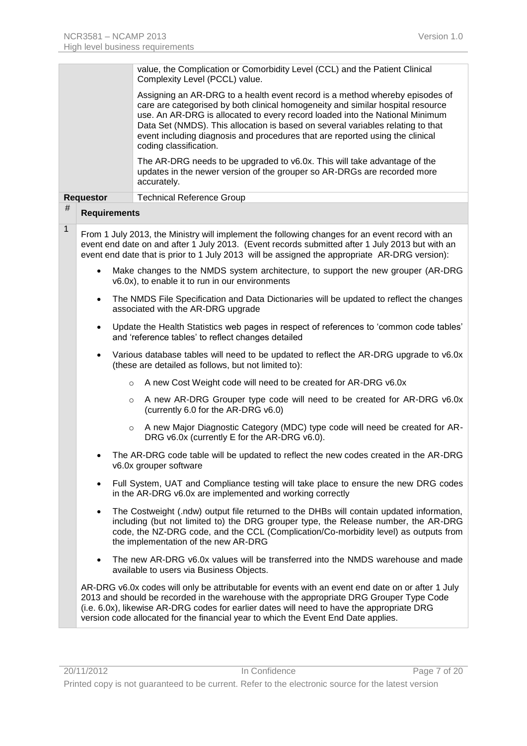| | | |
|---|---|---|
| | | value, the Complication or Comorbidity Level (CCL) and the Patient Clinical Complexity Level (PCCL) value.<br><br>Assigning an AR-DRG to a health event record is a method whereby episodes of care are categorised by both clinical homogeneity and similar hospital resource use. An AR-DRG is allocated to every record loaded into the National Minimum Data Set (NMDS). This allocation is based on several variables relating to that event including diagnosis and procedures that are reported using the clinical coding classification.<br><br>The AR-DRG needs to be upgraded to v6.0x. This will take advantage of the updates in the newer version of the grouper so AR-DRGs are recorded more accurately. |
| | **Requestor** | Technical Reference Group |

| # | **Requirements** |
|---|---|
| 1 | From 1 July 2013, the Ministry will implement the following changes for an event record with an event end date on and after 1 July 2013. (Event records submitted after 1 July 2013 but with an event end date that is prior to 1 July 2013 will be assigned the appropriate AR-DRG version):<br><br>• Make changes to the NMDS system architecture, to support the new grouper (AR-DRG v6.0x), to enable it to run in our environments<br>• The NMDS File Specification and Data Dictionaries will be updated to reflect the changes associated with the AR-DRG upgrade<br>• Update the Health Statistics web pages in respect of references to 'common code tables' and 'reference tables' to reflect changes detailed<br>• Various database tables will need to be updated to reflect the AR-DRG upgrade to v6.0x (these are detailed as follows, but not limited to):<br>&nbsp;&nbsp;&nbsp;&nbsp;o A new Cost Weight code will need to be created for AR-DRG v6.0x<br>&nbsp;&nbsp;&nbsp;&nbsp;o A new AR-DRG Grouper type code will need to be created for AR-DRG v6.0x (currently 6.0 for the AR-DRG v6.0)<br>&nbsp;&nbsp;&nbsp;&nbsp;o A new Major Diagnostic Category (MDC) type code will need be created for AR-DRG v6.0x (currently E for the AR-DRG v6.0).<br>• The AR-DRG code table will be updated to reflect the new codes created in the AR-DRG v6.0x grouper software<br>• Full System, UAT and Compliance testing will take place to ensure the new DRG codes in the AR-DRG v6.0x are implemented and working correctly<br>• The Costweight (.ndw) output file returned to the DHBs will contain updated information, including (but not limited to) the DRG grouper type, the Release number, the AR-DRG code, the NZ-DRG code, and the CCL (Complication/Co-morbidity level) as outputs from the implementation of the new AR-DRG<br>• The new AR-DRG v6.0x values will be transferred into the NMDS warehouse and made available to users via Business Objects.<br><br>AR-DRG v6.0x codes will only be attributable for events with an event end date on or after 1 July 2013 and should be recorded in the warehouse with the appropriate DRG Grouper Type Code (i.e. 6.0x), likewise AR-DRG codes for earlier dates will need to have the appropriate DRG version code allocated for the financial year to which the Event End Date applies. |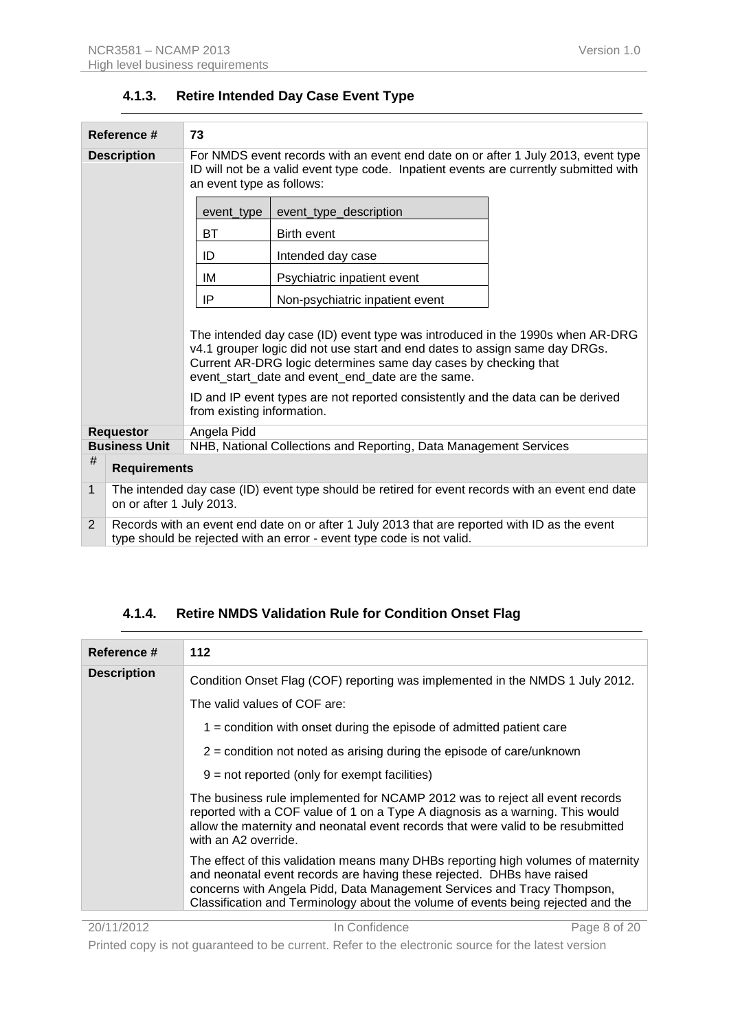### 4.1.3. Retire Intended Day Case Event Type

| **Reference #** | **73** |
|---|---|
| **Description** | For NMDS event records with an event end date on or after 1 July 2013, event type ID will not be a valid event type code. Inpatient events are currently submitted with an event type as follows: |

| event_type | event_type_description |
|---|---|
| BT | Birth event |
| ID | Intended day case |
| IM | Psychiatric inpatient event |
| IP | Non-psychiatric inpatient event |

The intended day case (ID) event type was introduced in the 1990s when AR-DRG v4.1 grouper logic did not use start and end dates to assign same day DRGs. Current AR-DRG logic determines same day cases by checking that event_start_date and event_end_date are the same.

ID and IP event types are not reported consistently and the data can be derived from existing information.

| | |
|---|---|
| **Requestor** | Angela Pidd |
| **Business Unit** | NHB, National Collections and Reporting, Data Management Services |

| # | Requirements |
|---|---|
| 1 | The intended day case (ID) event type should be retired for event records with an event end date on or after 1 July 2013. |
| 2 | Records with an event end date on or after 1 July 2013 that are reported with ID as the event type should be rejected with an error - event type code is not valid. |

### 4.1.4. Retire NMDS Validation Rule for Condition Onset Flag

| **Reference #** | **112** |
|---|---|
| **Description** | Condition Onset Flag (COF) reporting was implemented in the NMDS 1 July 2012. |

The valid values of COF are:

1 = condition with onset during the episode of admitted patient care

2 = condition not noted as arising during the episode of care/unknown

9 = not reported (only for exempt facilities)

The business rule implemented for NCAMP 2012 was to reject all event records reported with a COF value of 1 on a Type A diagnosis as a warning. This would allow the maternity and neonatal event records that were valid to be resubmitted with an A2 override.

The effect of this validation means many DHBs reporting high volumes of maternity and neonatal event records are having these rejected. DHBs have raised concerns with Angela Pidd, Data Management Services and Tracy Thompson, Classification and Terminology about the volume of events being rejected and the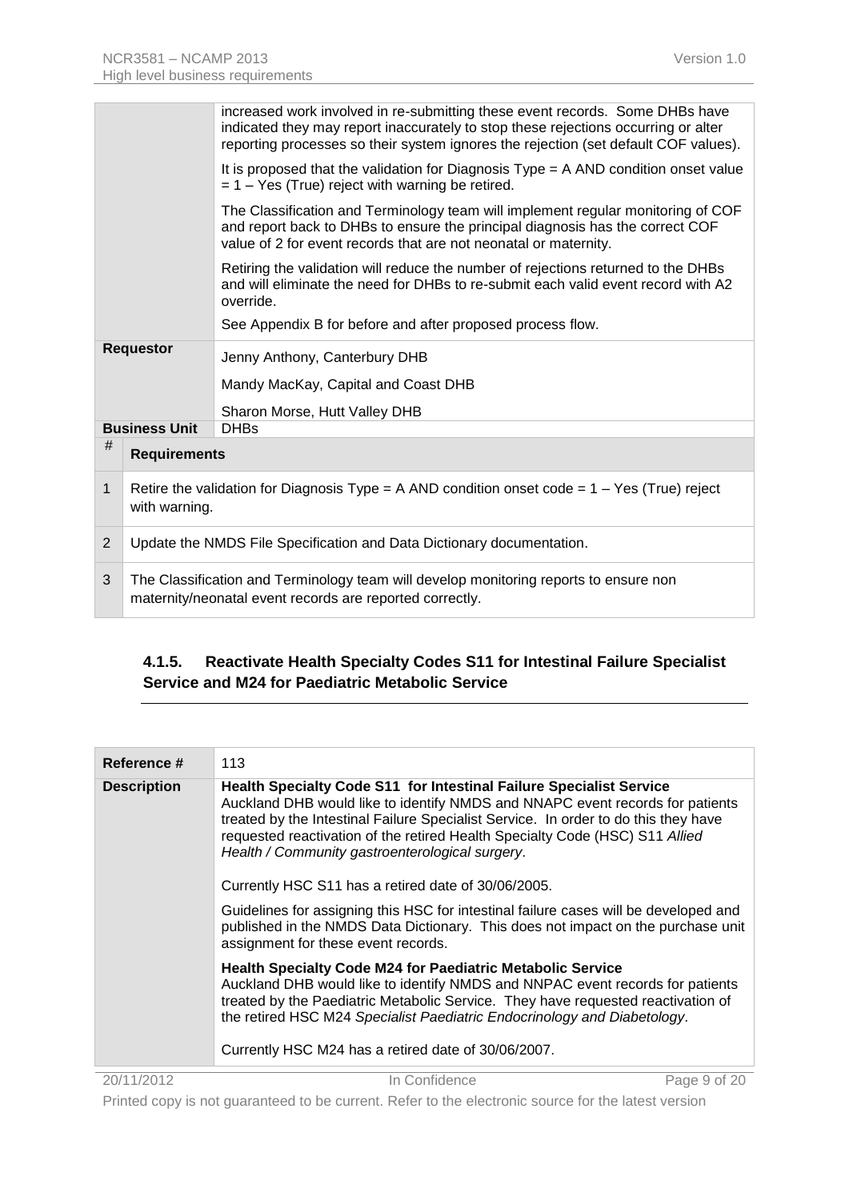| | |
|---|---|
| | increased work involved in re-submitting these event records. Some DHBs have indicated they may report inaccurately to stop these rejections occurring or alter reporting processes so their system ignores the rejection (set default COF values).<br><br>It is proposed that the validation for Diagnosis Type = A AND condition onset value = 1 – Yes (True) reject with warning be retired.<br><br>The Classification and Terminology team will implement regular monitoring of COF and report back to DHBs to ensure the principal diagnosis has the correct COF value of 2 for event records that are not neonatal or maternity.<br><br>Retiring the validation will reduce the number of rejections returned to the DHBs and will eliminate the need for DHBs to re-submit each valid event record with A2 override.<br><br>See Appendix B for before and after proposed process flow. |
| **Requestor** | Jenny Anthony, Canterbury DHB<br><br>Mandy MacKay, Capital and Coast DHB<br><br>Sharon Morse, Hutt Valley DHB |
| **Business Unit** | DHBs |

| # | Requirements |
|---|---|
| 1 | Retire the validation for Diagnosis Type = A AND condition onset code = 1 – Yes (True) reject with warning. |
| 2 | Update the NMDS File Specification and Data Dictionary documentation. |
| 3 | The Classification and Terminology team will develop monitoring reports to ensure non maternity/neonatal event records are reported correctly. |

### 4.1.5. Reactivate Health Specialty Codes S11 for Intestinal Failure Specialist Service and M24 for Paediatric Metabolic Service

| Reference # | 113 |
|---|---|
| **Description** | **Health Specialty Code S11 for Intestinal Failure Specialist Service**<br>Auckland DHB would like to identify NMDS and NNAPC event records for patients treated by the Intestinal Failure Specialist Service. In order to do this they have requested reactivation of the retired Health Specialty Code (HSC) S11 *Allied Health / Community gastroenterological surgery*.<br><br>Currently HSC S11 has a retired date of 30/06/2005.<br><br>Guidelines for assigning this HSC for intestinal failure cases will be developed and published in the NMDS Data Dictionary. This does not impact on the purchase unit assignment for these event records.<br><br>**Health Specialty Code M24 for Paediatric Metabolic Service**<br>Auckland DHB would like to identify NMDS and NNPAC event records for patients treated by the Paediatric Metabolic Service. They have requested reactivation of the retired HSC M24 *Specialist Paediatric Endocrinology and Diabetology*.<br><br>Currently HSC M24 has a retired date of 30/06/2007. |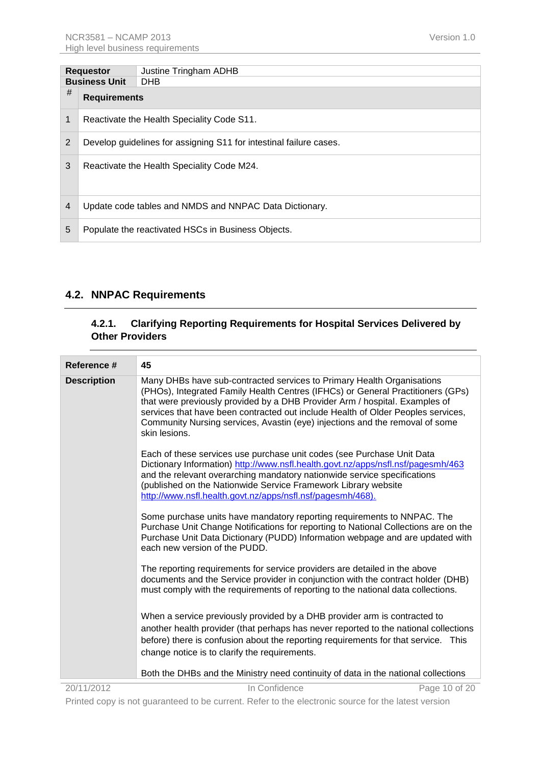| Requestor | Justine Tringham ADHB |
|---|---|
| Business Unit | DHB |

| # | Requirements |
|---|---|
| 1 | Reactivate the Health Speciality Code S11. |
| 2 | Develop guidelines for assigning S11 for intestinal failure cases. |
| 3 | Reactivate the Health Speciality Code M24. |
| 4 | Update code tables and NMDS and NNPAC Data Dictionary. |
| 5 | Populate the reactivated HSCs in Business Objects. |

## 4.2. NNPAC Requirements

### 4.2.1. Clarifying Reporting Requirements for Hospital Services Delivered by Other Providers

| Reference # | 45 |
|---|---|
| Description | Many DHBs have sub-contracted services to Primary Health Organisations (PHOs), Integrated Family Health Centres (IFHCs) or General Practitioners (GPs) that were previously provided by a DHB Provider Arm / hospital. Examples of services that have been contracted out include Health of Older Peoples services, Community Nursing services, Avastin (eye) injections and the removal of some skin lesions.<br><br>Each of these services use purchase unit codes (see Purchase Unit Data Dictionary Information) http://www.nsfl.health.govt.nz/apps/nsfl.nsf/pagesmh/463 and the relevant overarching mandatory nationwide service specifications (published on the Nationwide Service Framework Library website http://www.nsfl.health.govt.nz/apps/nsfl.nsf/pagesmh/468).<br><br>Some purchase units have mandatory reporting requirements to NNPAC. The Purchase Unit Change Notifications for reporting to National Collections are on the Purchase Unit Data Dictionary (PUDD) Information webpage and are updated with each new version of the PUDD.<br><br>The reporting requirements for service providers are detailed in the above documents and the Service provider in conjunction with the contract holder (DHB) must comply with the requirements of reporting to the national data collections.<br><br>When a service previously provided by a DHB provider arm is contracted to another health provider (that perhaps has never reported to the national collections before) there is confusion about the reporting requirements for that service. This change notice is to clarify the requirements.<br><br>Both the DHBs and the Ministry need continuity of data in the national collections |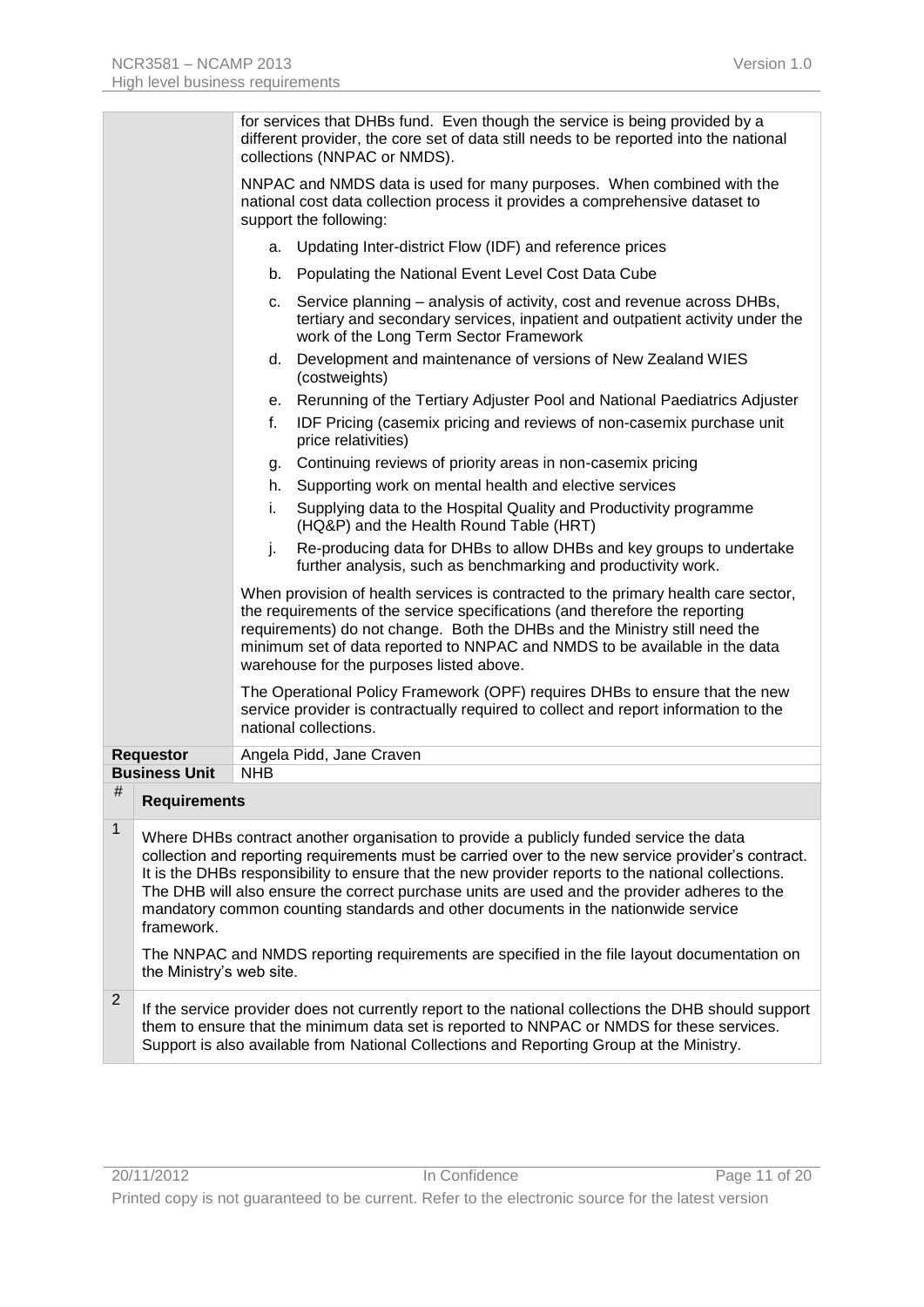| | |
|---|---|
| | for services that DHBs fund. Even though the service is being provided by a different provider, the core set of data still needs to be reported into the national collections (NNPAC or NMDS).<br><br>NNPAC and NMDS data is used for many purposes. When combined with the national cost data collection process it provides a comprehensive dataset to support the following:<br><br>a. Updating Inter-district Flow (IDF) and reference prices<br>b. Populating the National Event Level Cost Data Cube<br>c. Service planning – analysis of activity, cost and revenue across DHBs, tertiary and secondary services, inpatient and outpatient activity under the work of the Long Term Sector Framework<br>d. Development and maintenance of versions of New Zealand WIES (costweights)<br>e. Rerunning of the Tertiary Adjuster Pool and National Paediatrics Adjuster<br>f. IDF Pricing (casemix pricing and reviews of non-casemix purchase unit price relativities)<br>g. Continuing reviews of priority areas in non-casemix pricing<br>h. Supporting work on mental health and elective services<br>i. Supplying data to the Hospital Quality and Productivity programme (HQ&P) and the Health Round Table (HRT)<br>j. Re-producing data for DHBs to allow DHBs and key groups to undertake further analysis, such as benchmarking and productivity work.<br><br>When provision of health services is contracted to the primary health care sector, the requirements of the service specifications (and therefore the reporting requirements) do not change. Both the DHBs and the Ministry still need the minimum set of data reported to NNPAC and NMDS to be available in the data warehouse for the purposes listed above.<br><br>The Operational Policy Framework (OPF) requires DHBs to ensure that the new service provider is contractually required to collect and report information to the national collections. |
| **Requestor** | Angela Pidd, Jane Craven |
| **Business Unit** | NHB |

| # | Requirements |
|---|---|
| 1 | Where DHBs contract another organisation to provide a publicly funded service the data collection and reporting requirements must be carried over to the new service provider's contract. It is the DHBs responsibility to ensure that the new provider reports to the national collections. The DHB will also ensure the correct purchase units are used and the provider adheres to the mandatory common counting standards and other documents in the nationwide service framework.<br><br>The NNPAC and NMDS reporting requirements are specified in the file layout documentation on the Ministry's web site. |
| 2 | If the service provider does not currently report to the national collections the DHB should support them to ensure that the minimum data set is reported to NNPAC or NMDS for these services. Support is also available from National Collections and Reporting Group at the Ministry. |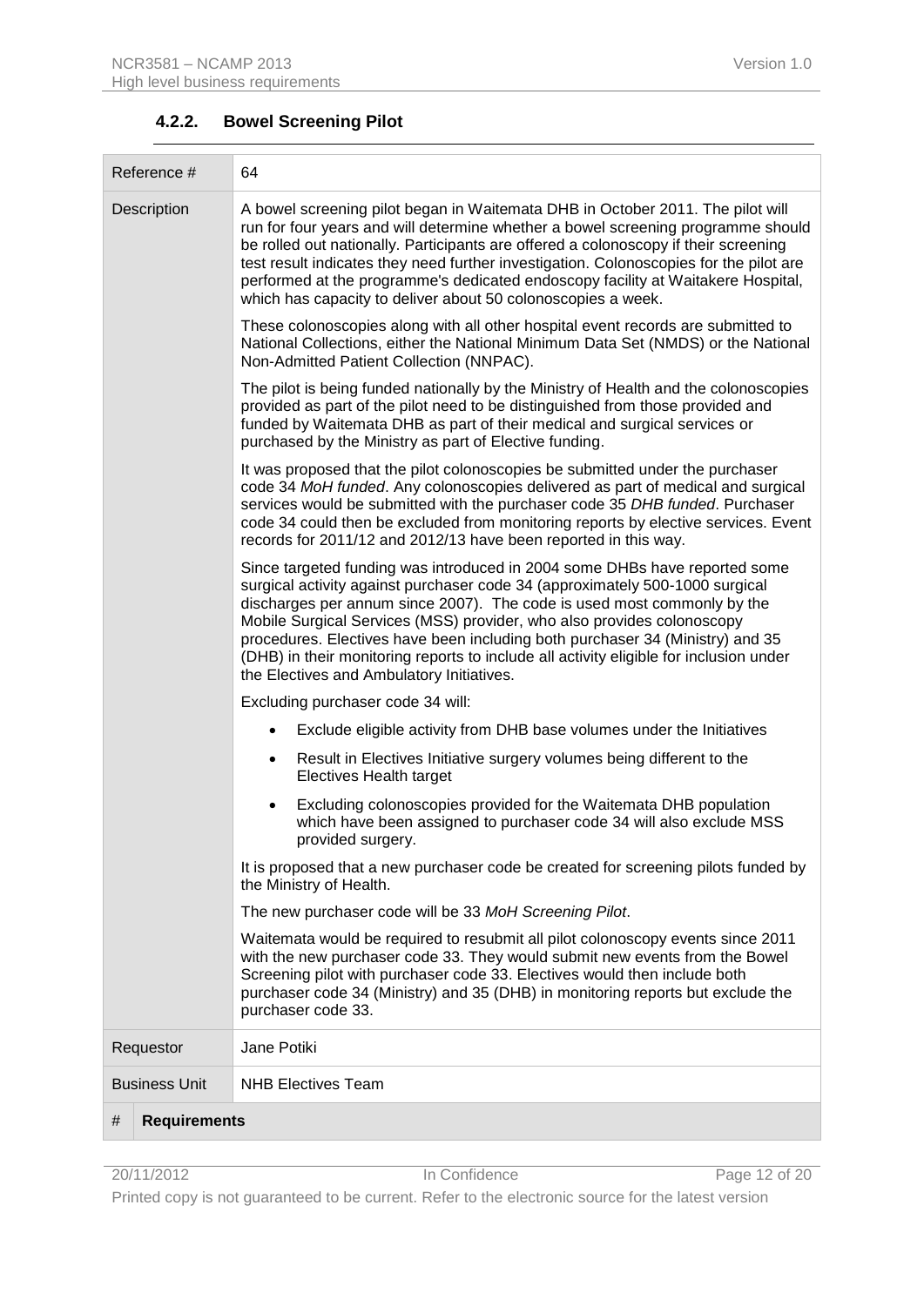#### 4.2.2. Bowel Screening Pilot

| Reference # | 64 |
|---|---|
| Description | A bowel screening pilot began in Waitemata DHB in October 2011. The pilot will run for four years and will determine whether a bowel screening programme should be rolled out nationally. Participants are offered a colonoscopy if their screening test result indicates they need further investigation. Colonoscopies for the pilot are performed at the programme's dedicated endoscopy facility at Waitakere Hospital, which has capacity to deliver about 50 colonoscopies a week.<br><br>These colonoscopies along with all other hospital event records are submitted to National Collections, either the National Minimum Data Set (NMDS) or the National Non-Admitted Patient Collection (NNPAC).<br><br>The pilot is being funded nationally by the Ministry of Health and the colonoscopies provided as part of the pilot need to be distinguished from those provided and funded by Waitemata DHB as part of their medical and surgical services or purchased by the Ministry as part of Elective funding.<br><br>It was proposed that the pilot colonoscopies be submitted under the purchaser code 34 *MoH funded*. Any colonoscopies delivered as part of medical and surgical services would be submitted with the purchaser code 35 *DHB funded*. Purchaser code 34 could then be excluded from monitoring reports by elective services. Event records for 2011/12 and 2012/13 have been reported in this way.<br><br>Since targeted funding was introduced in 2004 some DHBs have reported some surgical activity against purchaser code 34 (approximately 500-1000 surgical discharges per annum since 2007). The code is used most commonly by the Mobile Surgical Services (MSS) provider, who also provides colonoscopy procedures. Electives have been including both purchaser 34 (Ministry) and 35 (DHB) in their monitoring reports to include all activity eligible for inclusion under the Electives and Ambulatory Initiatives.<br><br>Excluding purchaser code 34 will:<br>• Exclude eligible activity from DHB base volumes under the Initiatives<br>• Result in Electives Initiative surgery volumes being different to the Electives Health target<br>• Excluding colonoscopies provided for the Waitemata DHB population which have been assigned to purchaser code 34 will also exclude MSS provided surgery.<br><br>It is proposed that a new purchaser code be created for screening pilots funded by the Ministry of Health.<br><br>The new purchaser code will be 33 *MoH Screening Pilot*.<br><br>Waitemata would be required to resubmit all pilot colonoscopy events since 2011 with the new purchaser code 33. They would submit new events from the Bowel Screening pilot with purchaser code 33. Electives would then include both purchaser code 34 (Ministry) and 35 (DHB) in monitoring reports but exclude the purchaser code 33. |
| Requestor | Jane Potiki |
| Business Unit | NHB Electives Team |

| # | Requirements |
|---|---|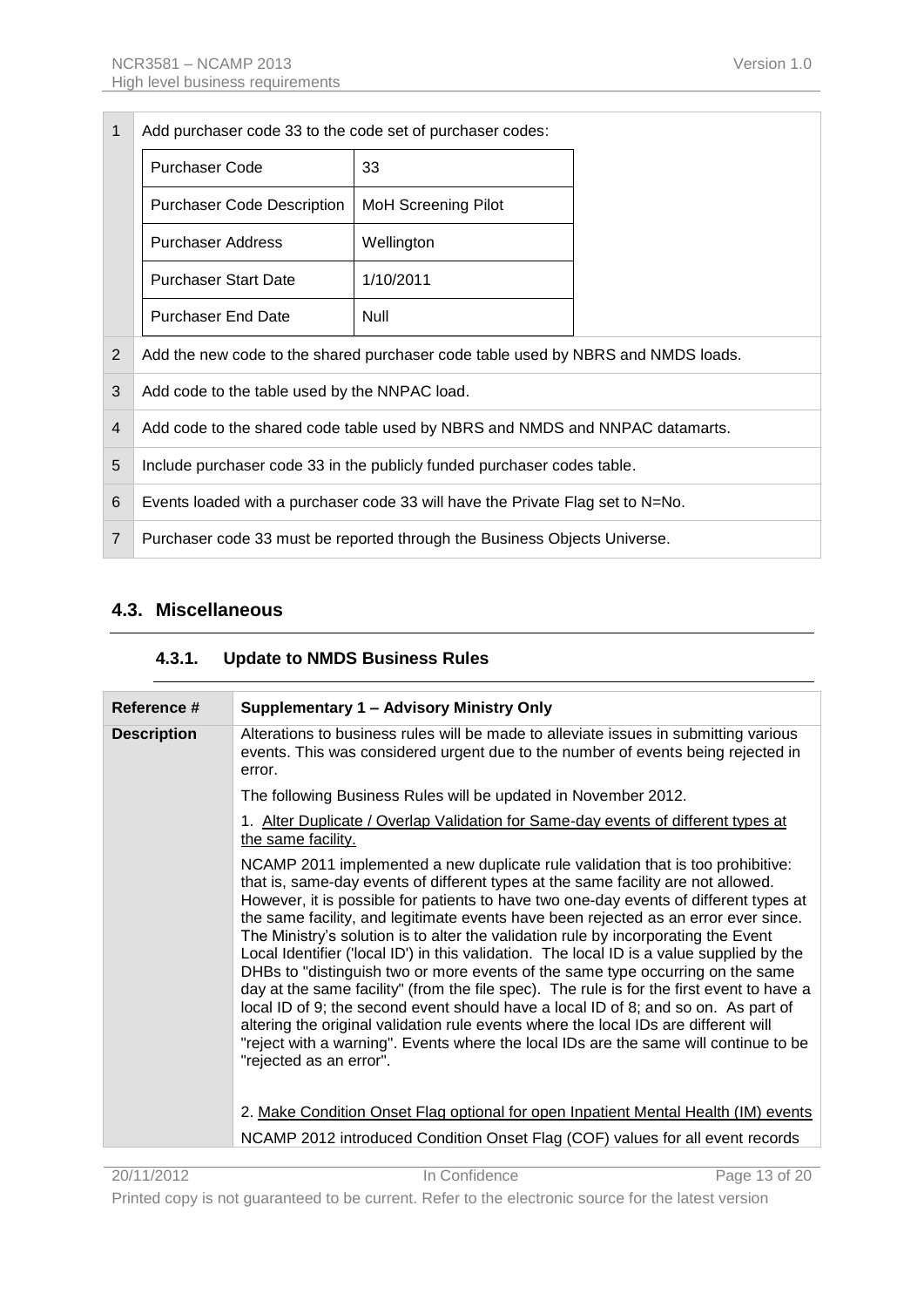| | |
|---|---|
| 1 | Add purchaser code 33 to the code set of purchaser codes:<br><br>Purchaser Code: 33<br>Purchaser Code Description: MoH Screening Pilot<br>Purchaser Address: Wellington<br>Purchaser Start Date: 1/10/2011<br>Purchaser End Date: Null |
| 2 | Add the new code to the shared purchaser code table used by NBRS and NMDS loads. |
| 3 | Add code to the table used by the NNPAC load. |
| 4 | Add code to the shared code table used by NBRS and NMDS and NNPAC datamarts. |
| 5 | Include purchaser code 33 in the publicly funded purchaser codes table. |
| 6 | Events loaded with a purchaser code 33 will have the Private Flag set to N=No. |
| 7 | Purchaser code 33 must be reported through the Business Objects Universe. |

## 4.3. Miscellaneous

### 4.3.1. Update to NMDS Business Rules

| Reference # | Supplementary 1 – Advisory Ministry Only |
|---|---|
| Description | Alterations to business rules will be made to alleviate issues in submitting various events. This was considered urgent due to the number of events being rejected in error.<br><br>The following Business Rules will be updated in November 2012.<br><br>1. Alter Duplicate / Overlap Validation for Same-day events of different types at the same facility.<br><br>NCAMP 2011 implemented a new duplicate rule validation that is too prohibitive: that is, same-day events of different types at the same facility are not allowed. However, it is possible for patients to have two one-day events of different types at the same facility, and legitimate events have been rejected as an error ever since. The Ministry's solution is to alter the validation rule by incorporating the Event Local Identifier ('local ID') in this validation. The local ID is a value supplied by the DHBs to "distinguish two or more events of the same type occurring on the same day at the same facility" (from the file spec). The rule is for the first event to have a local ID of 9; the second event should have a local ID of 8; and so on. As part of altering the original validation rule events where the local IDs are different will "reject with a warning". Events where the local IDs are the same will continue to be "rejected as an error".<br><br>2. Make Condition Onset Flag optional for open Inpatient Mental Health (IM) events<br><br>NCAMP 2012 introduced Condition Onset Flag (COF) values for all event records |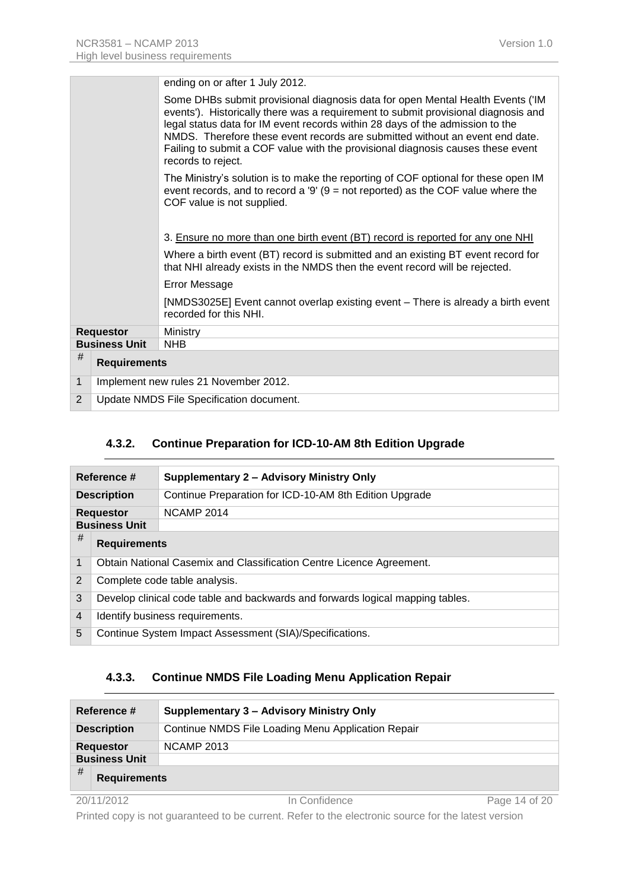| | |
|---|---|
| | ending on or after 1 July 2012.<br><br>Some DHBs submit provisional diagnosis data for open Mental Health Events ('IM events'). Historically there was a requirement to submit provisional diagnosis and legal status data for IM event records within 28 days of the admission to the NMDS. Therefore these event records are submitted without an event end date. Failing to submit a COF value with the provisional diagnosis causes these event records to reject.<br><br>The Ministry's solution is to make the reporting of COF optional for these open IM event records, and to record a '9' (9 = not reported) as the COF value where the COF value is not supplied.<br><br>3. Ensure no more than one birth event (BT) record is reported for any one NHI<br><br>Where a birth event (BT) record is submitted and an existing BT event record for that NHI already exists in the NMDS then the event record will be rejected.<br><br>Error Message<br><br>[NMDS3025E] Event cannot overlap existing event – There is already a birth event recorded for this NHI. |
| **Requestor** | Ministry |
| **Business Unit** | NHB |

| # | Requirements |
|---|---|
| 1 | Implement new rules 21 November 2012. |
| 2 | Update NMDS File Specification document. |

### 4.3.2. Continue Preparation for ICD-10-AM 8th Edition Upgrade

| Reference # | Supplementary 2 – Advisory Ministry Only |
|---|---|
| **Description** | Continue Preparation for ICD-10-AM 8th Edition Upgrade |
| **Requestor** | NCAMP 2014 |
| **Business Unit** | |

| # | Requirements |
|---|---|
| 1 | Obtain National Casemix and Classification Centre Licence Agreement. |
| 2 | Complete code table analysis. |
| 3 | Develop clinical code table and backwards and forwards logical mapping tables. |
| 4 | Identify business requirements. |
| 5 | Continue System Impact Assessment (SIA)/Specifications. |

### 4.3.3. Continue NMDS File Loading Menu Application Repair

| Reference # | Supplementary 3 – Advisory Ministry Only |
|---|---|
| **Description** | Continue NMDS File Loading Menu Application Repair |
| **Requestor** | NCAMP 2013 |
| **Business Unit** | |

| # | Requirements |
|---|---|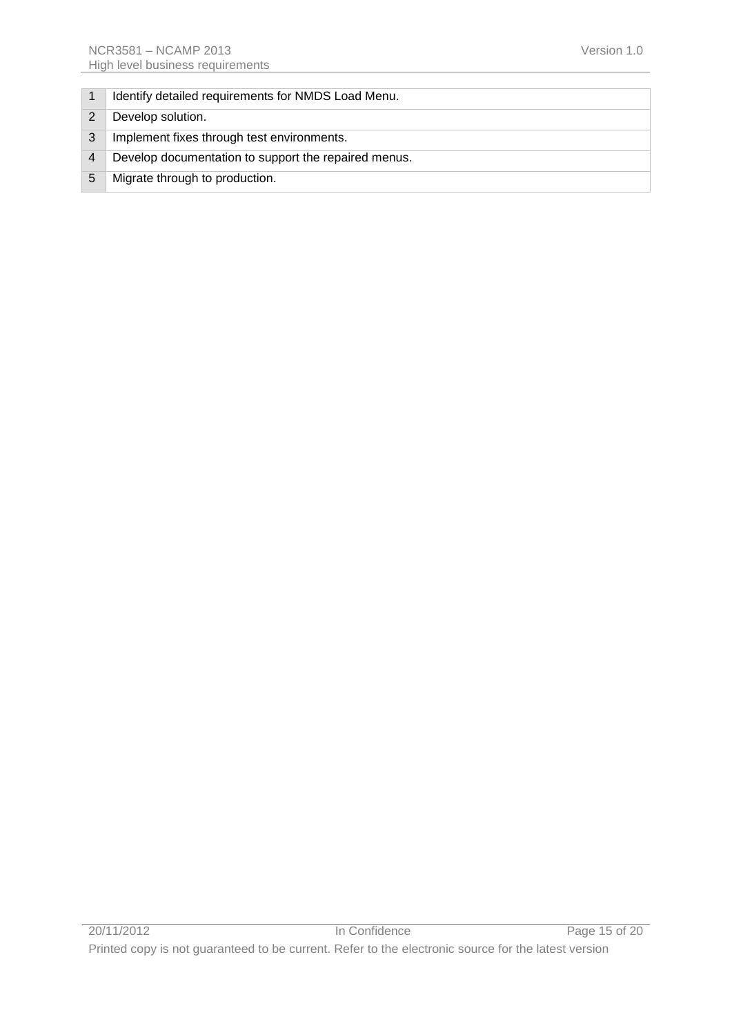| | |
|---|---|
| 1 | Identify detailed requirements for NMDS Load Menu. |
| 2 | Develop solution. |
| 3 | Implement fixes through test environments. |
| 4 | Develop documentation to support the repaired menus. |
| 5 | Migrate through to production. |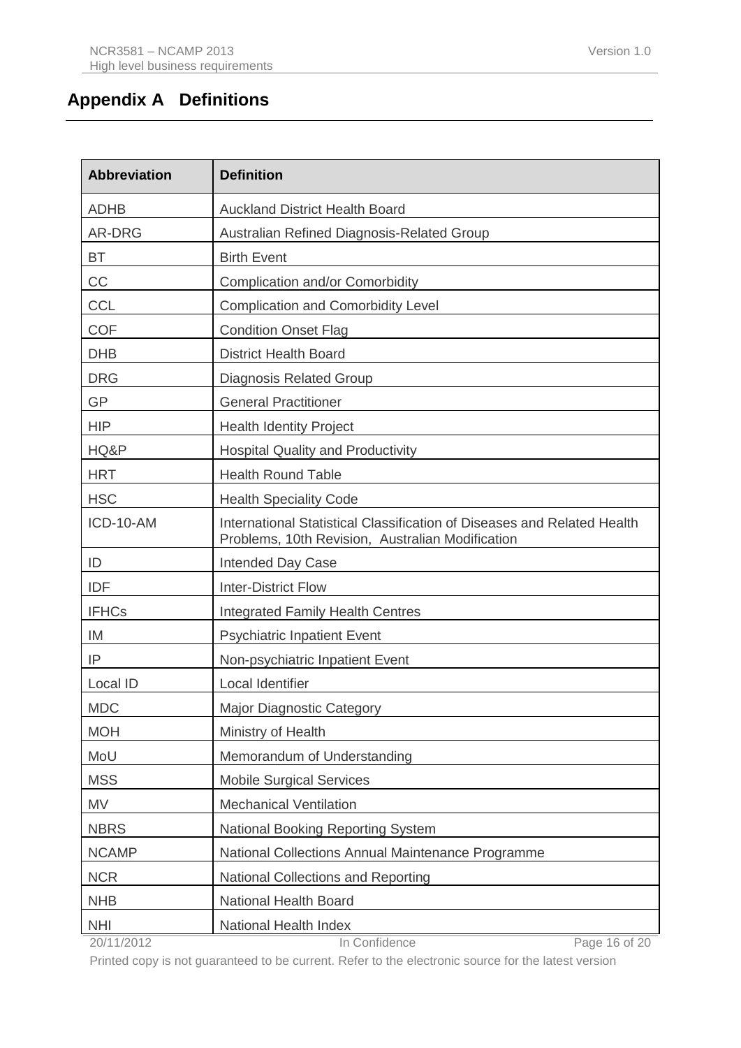# Appendix A Definitions

| Abbreviation | Definition |
|---|---|
| ADHB | Auckland District Health Board |
| AR-DRG | Australian Refined Diagnosis-Related Group |
| BT | Birth Event |
| CC | Complication and/or Comorbidity |
| CCL | Complication and Comorbidity Level |
| COF | Condition Onset Flag |
| DHB | District Health Board |
| DRG | Diagnosis Related Group |
| GP | General Practitioner |
| HIP | Health Identity Project |
| HQ&P | Hospital Quality and Productivity |
| HRT | Health Round Table |
| HSC | Health Speciality Code |
| ICD-10-AM | International Statistical Classification of Diseases and Related Health Problems, 10th Revision, Australian Modification |
| ID | Intended Day Case |
| IDF | Inter-District Flow |
| IFHCs | Integrated Family Health Centres |
| IM | Psychiatric Inpatient Event |
| IP | Non-psychiatric Inpatient Event |
| Local ID | Local Identifier |
| MDC | Major Diagnostic Category |
| MOH | Ministry of Health |
| MoU | Memorandum of Understanding |
| MSS | Mobile Surgical Services |
| MV | Mechanical Ventilation |
| NBRS | National Booking Reporting System |
| NCAMP | National Collections Annual Maintenance Programme |
| NCR | National Collections and Reporting |
| NHB | National Health Board |
| NHI | National Health Index |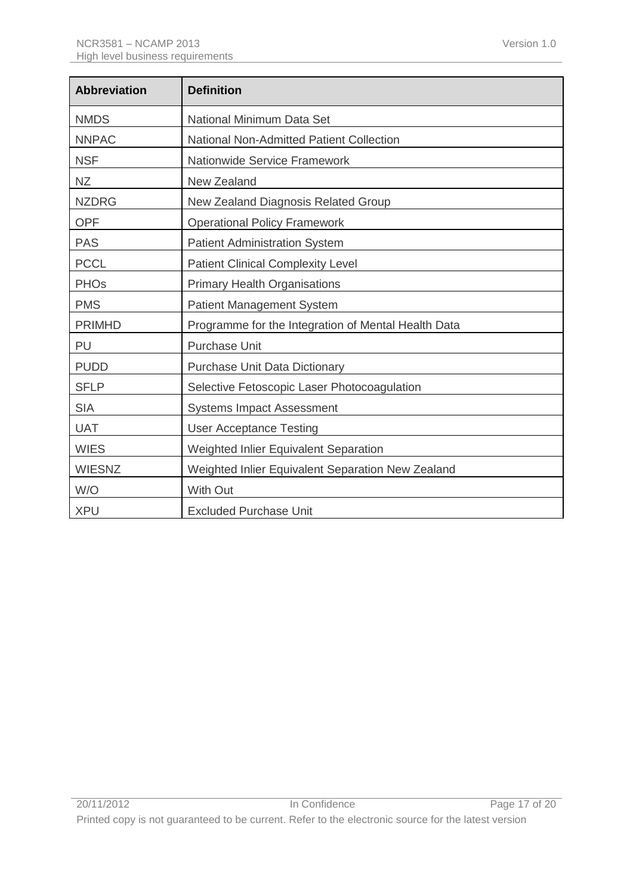| Abbreviation | Definition |
| --- | --- |
| NMDS | National Minimum Data Set |
| NNPAC | National Non-Admitted Patient Collection |
| NSF | Nationwide Service Framework |
| NZ | New Zealand |
| NZDRG | New Zealand Diagnosis Related Group |
| OPF | Operational Policy Framework |
| PAS | Patient Administration System |
| PCCL | Patient Clinical Complexity Level |
| PHOs | Primary Health Organisations |
| PMS | Patient Management System |
| PRIMHD | Programme for the Integration of Mental Health Data |
| PU | Purchase Unit |
| PUDD | Purchase Unit Data Dictionary |
| SFLP | Selective Fetoscopic Laser Photocoagulation |
| SIA | Systems Impact Assessment |
| UAT | User Acceptance Testing |
| WIES | Weighted Inlier Equivalent Separation |
| WIESNZ | Weighted Inlier Equivalent Separation New Zealand |
| W/O | With Out |
| XPU | Excluded Purchase Unit |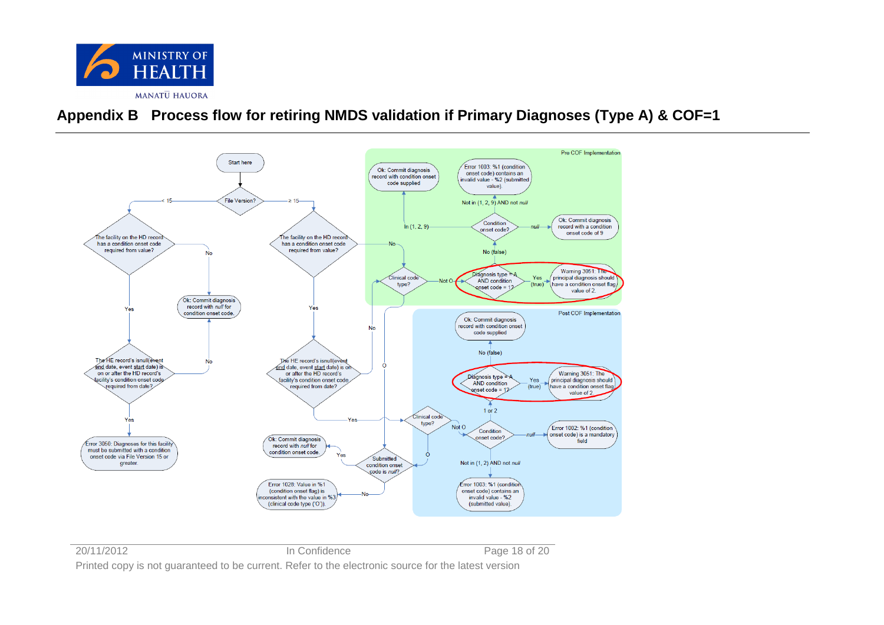## Appendix B Process flow for retiring NMDS validation if Primary Diagnoses (Type A) & COF=1

Start here

File Version?

< 15

≥ 15

The facility on the HD record has a condition onset code required from value?

No

Yes

Ok: Commit diagnosis record with *null* for condition onset code.

The HE record's isnull(event end date, event start date) is on or after the HD record's facility's condition onset code required from date?

No

Yes

Error 3060: Diagnoses for this facility must be submitted with a condition onset code via File Version 15 or greater.

The facility on the HD record has a condition onset code required from value?

No

Yes

The HE record's isnull(event end date, event start date) is on or after the HD record's facility's condition onset code required from date?

No

Yes

O

Ok: Commit diagnosis record with *null* for condition onset code.

Yes

Submitted condition onset code is *null*?

No

Error 1028: Value in %1 (condition onset flag) is inconsistent with the value in %3 (clinical code type ('O')).

Pre COF Implementation

Clinical code type?

Not O

Diagnosis type = A AND condition onset code = 1?

Yes (true)

Warning 3051: The principal diagnosis should have a condition onset flag value of 2.

No (false)

Condition onset code?

*null*

Ok: Commit diagnosis record with a condition onset code of 9

In (1, 2, 9)

Ok: Commit diagnosis record with condition onset code supplied

Not in (1, 2, 9) AND not *null*

Error 1003: %1 (condition onset code) contains an invalid value - %2 (submitted value).

Post COF Implementation

Clinical code type?

O

Not O

Condition onset code?

*null*

Error 1002: %1 (condition onset code) is a mandatory field

Not in (1, 2) AND not *null*

Error 1003: %1 (condition onset code) contains an invalid value - %2 (submitted value).

1 or 2

Diagnosis type = A AND condition onset code = 1?

Yes (true)

Warning 3051: The principal diagnosis should have a condition onset flag value of 2.

No (false)

Ok: Commit diagnosis record with condition onset code supplied

20/11/2012 In Confidence

Printed copy is not guaranteed to be current. Refer to the electronic source for the latest version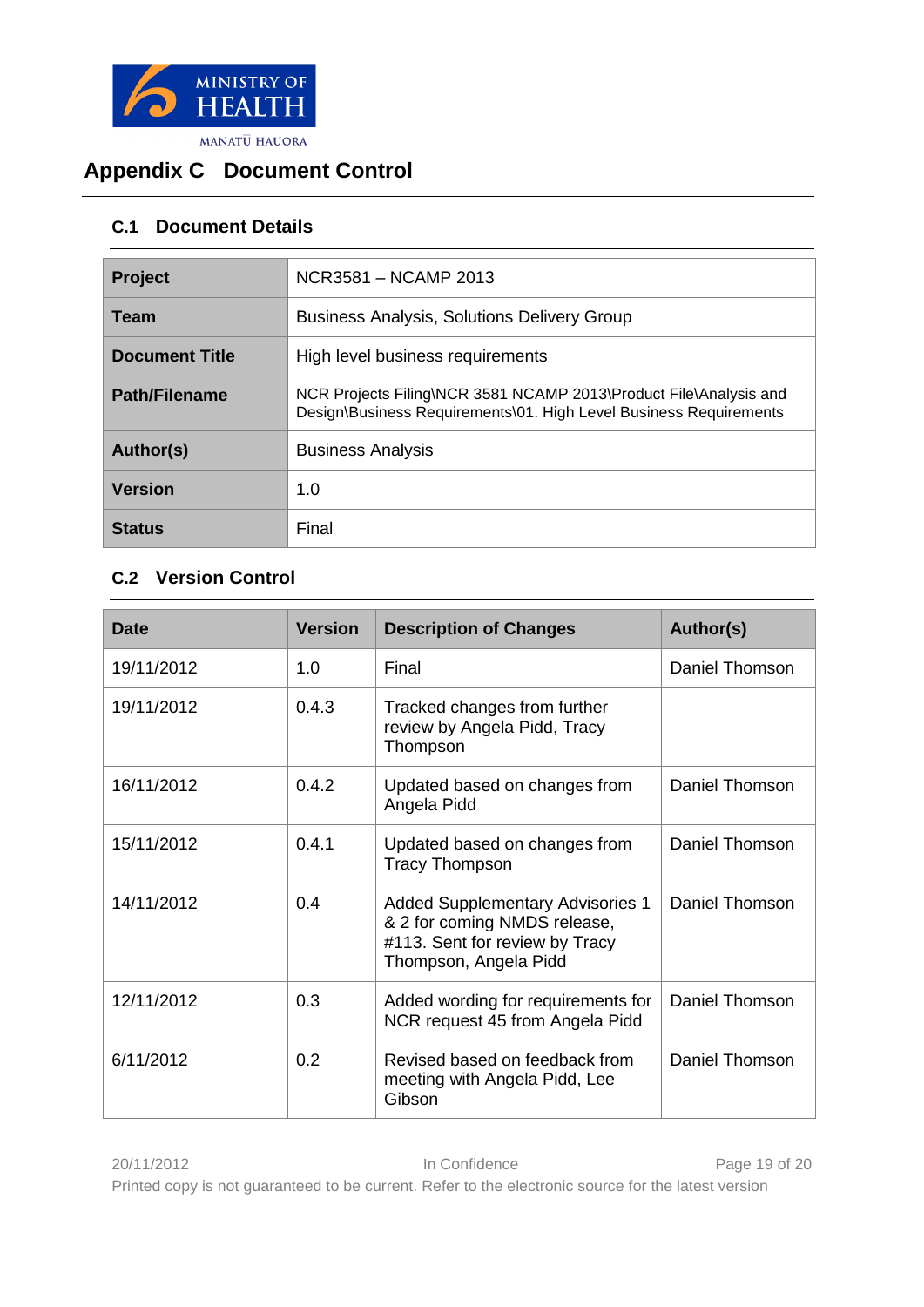# Appendix C Document Control

## C.1 Document Details

| Project | NCR3581 – NCAMP 2013 |
|---|---|
| Team | Business Analysis, Solutions Delivery Group |
| Document Title | High level business requirements |
| Path/Filename | NCR Projects Filing\NCR 3581 NCAMP 2013\Product File\Analysis and Design\Business Requirements\01. High Level Business Requirements |
| Author(s) | Business Analysis |
| Version | 1.0 |
| Status | Final |

## C.2 Version Control

| Date | Version | Description of Changes | Author(s) |
|---|---|---|---|
| 19/11/2012 | 1.0 | Final | Daniel Thomson |
| 19/11/2012 | 0.4.3 | Tracked changes from further review by Angela Pidd, Tracy Thompson | |
| 16/11/2012 | 0.4.2 | Updated based on changes from Angela Pidd | Daniel Thomson |
| 15/11/2012 | 0.4.1 | Updated based on changes from Tracy Thompson | Daniel Thomson |
| 14/11/2012 | 0.4 | Added Supplementary Advisories 1 & 2 for coming NMDS release, #113. Sent for review by Tracy Thompson, Angela Pidd | Daniel Thomson |
| 12/11/2012 | 0.3 | Added wording for requirements for NCR request 45 from Angela Pidd | Daniel Thomson |
| 6/11/2012 | 0.2 | Revised based on feedback from meeting with Angela Pidd, Lee Gibson | Daniel Thomson |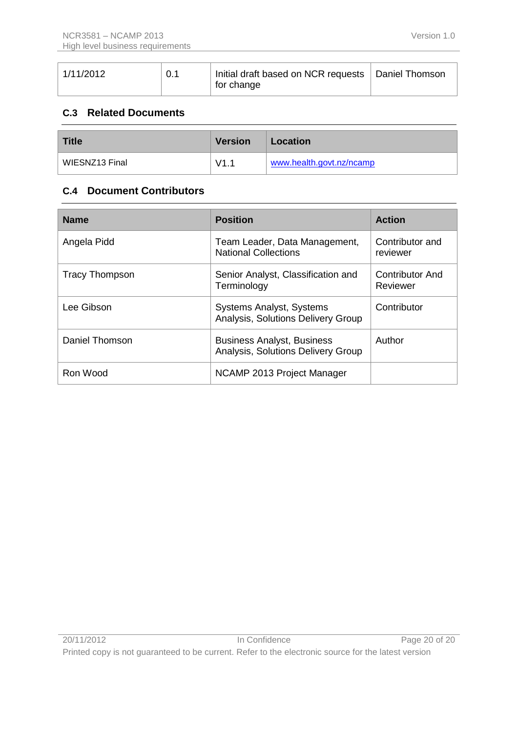| | | | |
|---|---|---|---|
| 1/11/2012 | 0.1 | Initial draft based on NCR requests for change | Daniel Thomson |

### C.3 Related Documents

| Title | Version | Location |
|---|---|---|
| WIESNZ13 Final | V1.1 | www.health.govt.nz/ncamp |

### C.4 Document Contributors

| Name | Position | Action |
|---|---|---|
| Angela Pidd | Team Leader, Data Management, National Collections | Contributor and reviewer |
| Tracy Thompson | Senior Analyst, Classification and Terminology | Contributor And Reviewer |
| Lee Gibson | Systems Analyst, Systems Analysis, Solutions Delivery Group | Contributor |
| Daniel Thomson | Business Analyst, Business Analysis, Solutions Delivery Group | Author |
| Ron Wood | NCAMP 2013 Project Manager | |